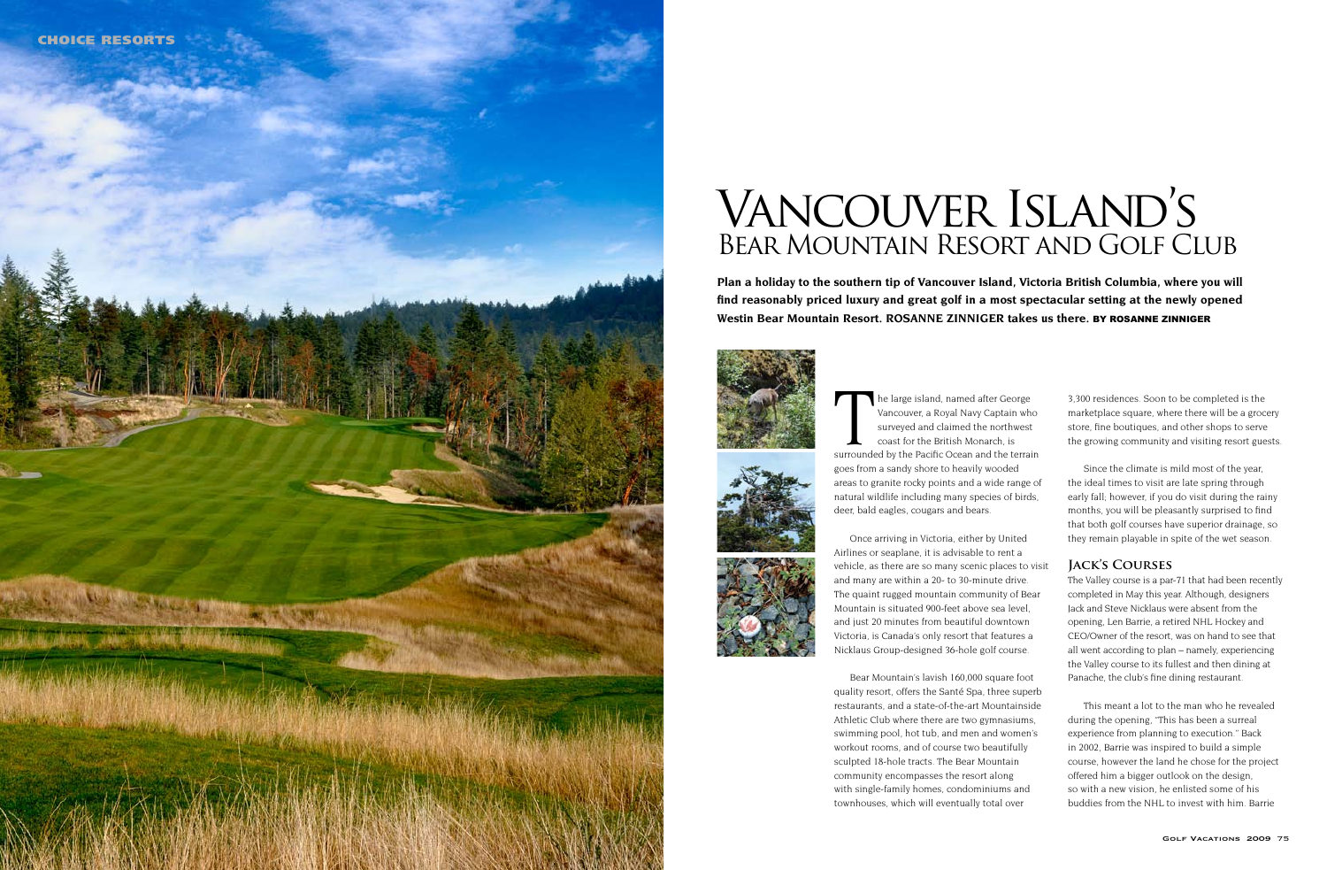# Vancouver Island's Bear Mountain Resort and Golf Club

**Plan a holiday to the southern tip of Vancouver Island, Victoria British Columbia, where you will find reasonably priced luxury and great golf in a most spectacular setting at the newly opened Westin Bear Mountain Resort. ROSANNE ZINNIGER takes us there. BY ROSANNE ZINNIGER**

The large island, named after George Vancouver, a Royal Navy Captain who surveyed and claimed the northwest coast for the British Monarch, is surrounded by the Pacific Ocean and the terrain goes from a sandy shore to heavily wooded areas to granite rocky points and a wide range of natural wildlife including many species of birds, deer, bald eagles, cougars and bears.

Once arriving in Victoria, either by United Airlines or seaplane, it is advisable to rent a vehicle, as there are so many scenic places to visit and many are within a 20- to 30-minute drive. The quaint rugged mountain community of Bear Mountain is situated 900-feet above sea level, and just 20 minutes from beautiful downtown Victoria, is Canada's only resort that features a Nicklaus Group-designed 36-hole golf course.

Bear Mountain's lavish 160,000 square foot quality resort, offers the Santé Spa, three superb restaurants, and a state-of-the-art Mountainside Athletic Club where there are two gymnasiums, swimming pool, hot tub, and men and women's workout rooms, and of course two beautifully sculpted 18-hole tracts. The Bear Mountain community encompasses the resort along with single-family homes, condominiums and townhouses, which will eventually total over 3,300 residences. Soon to be completed is the marketplace square, where there will be a grocery store, fine boutiques, and other shops to serve the growing community and visiting resort guests.

Since the climate is mild most of the year, the ideal times to visit are late spring through early fall; however, if you do visit during the rainy months, you will be pleasantly surprised to find that both golf courses have superior drainage, so they remain playable in spite of the wet season.

## Jack's Courses

The Valley course is a par-71 that had been recently completed in May this year. Although, designers Jack and Steve Nicklaus were absent from the opening, Len Barrie, a retired NHL Hockey and CEO/Owner of the resort, was on hand to see that all went according to plan – namely, experiencing the Valley course to its fullest and then dining at Panache, the club's fine dining restaurant.

This meant a lot to the man who he revealed during the opening, "This has been a surreal experience from planning to execution." Back in 2002, Barrie was inspired to build a simple course, however the land he chose for the project offered him a bigger outlook on the design, so with a new vision, he enlisted some of his buddies from the NHL to invest with him. Barrie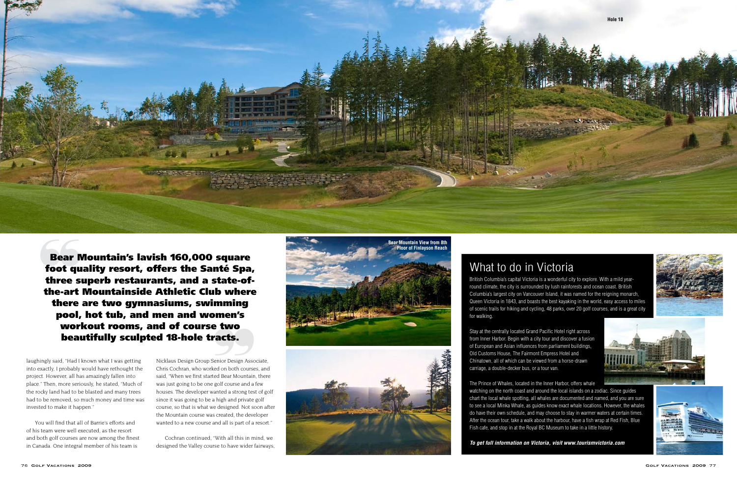Hole 18

> **Bear Mountain's lavish 160,000 square foot quality resort, offers the Santé Spa, three superb restaurants, and a state-of-the-art Mountainside Athletic Club where there are two gymnasiums, swimming pool, hot tub, and men and women's workout rooms, and of course two beautifully sculpted 18-hole tracts.**

laughingly said, "Had I known what I was getting into exactly, I probably would have rethought the project. However, all has amazingly fallen into place." Then, more seriously, he stated, "Much of the rocky land had to be blasted and many trees had to be removed, so much money and time was invested to make it happen."

You will find that all of Barrie's efforts and of his team were well executed, as the resort and both golf courses are now among the finest in Canada. One integral member of his team is Nicklaus Design Group Senior Design Associate, Chris Cochran, who worked on both courses, and said, "When we first started Bear Mountain, there was just going to be one golf course and a few houses. The developer wanted a strong test of golf since it was going to be a high and private golf course, so that is what we designed. Not soon after the Mountain course was created, the developer wanted to a new course and all is part of a resort."

Cochran continued, "With all this in mind, we designed the Valley course to have wider fairways,

Bear Mountain View from 8th Floor of Finlayson Reach

## What to do in Victoria

British Columbia's capital Victoria is a wonderful city to explore. With a mild year-round climate, the city is surrounded by lush rainforests and ocean coast. British Columbia's largest city on Vancouver Island, it was named for the reigning monarch, Queen Victoria in 1843, and boasts the best kayaking in the world, easy access to miles of scenic trails for hiking and cycling, 48 parks, over 20 golf courses, and is a great city for walking.

Stay at the centrally located Grand Pacific Hotel right across from Inner Harbor. Begin with a city tour and discover a fusion of European and Asian influences from parliament buildings, Old Customs House, The Fairmont Empress Hotel and Chinatown, all of which can be viewed from a horse-drawn carriage, a double-decker bus, or a tour van.

The Prince of Whales, located in the Inner Harbor, offers whale watching on the north coast and around the local islands on a zodiac. Since guides chart the local whale spotting, all whales are documented and named, and you are sure to see a local Minka Whale, as guides know exact whale locations. However, the whales do have their own schedule, and may choose to stay in warmer waters at certain times. After the ocean tour, take a walk about the harbour, have a fish wrap at Red Fish, Blue Fish cafe, and stop in at the Royal BC Museum to take in a little history.

***To get full information on Victoria, visit www.tourismvictoria.com***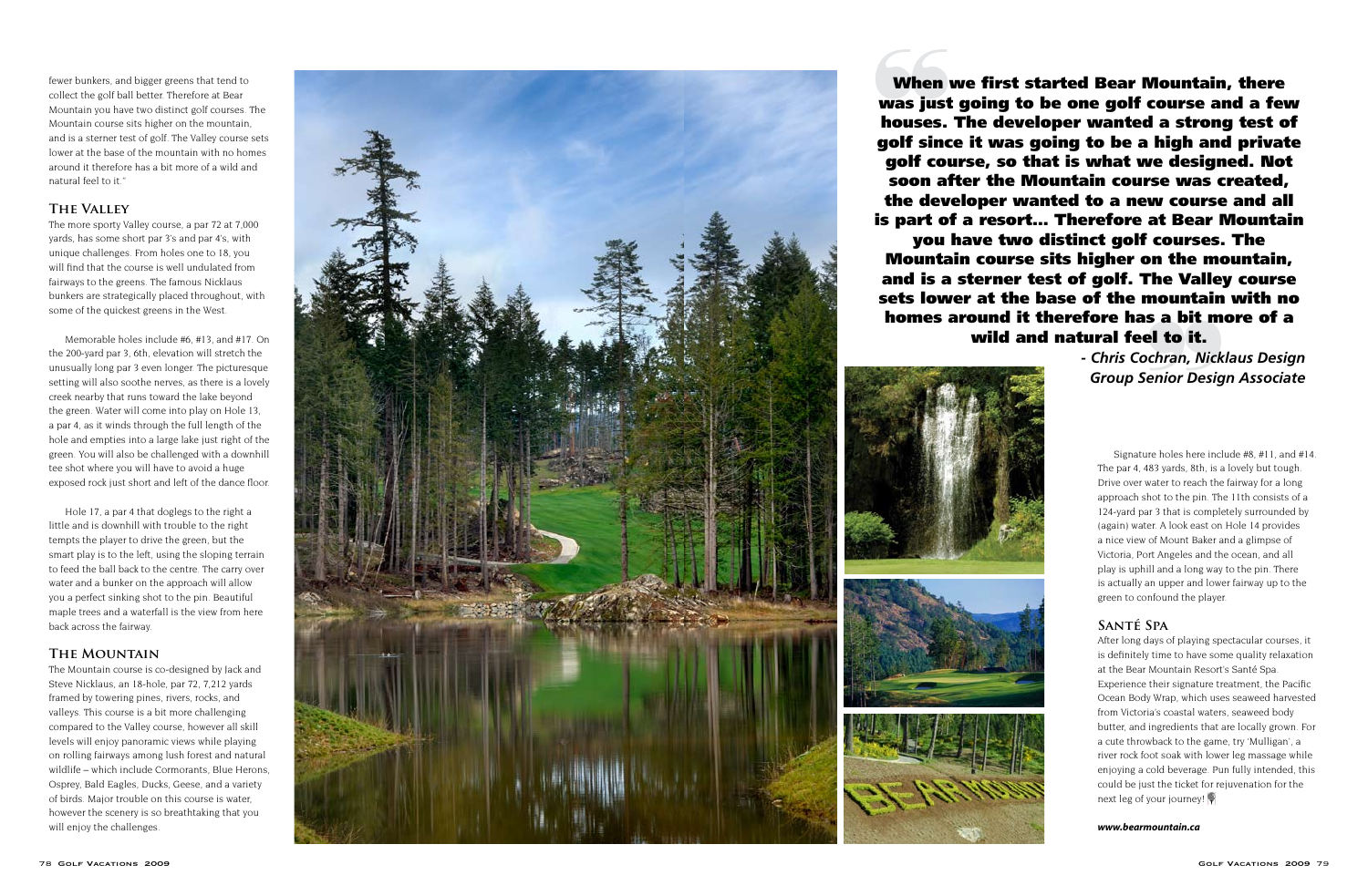fewer bunkers, and bigger greens that tend to collect the golf ball better. Therefore at Bear Mountain you have two distinct golf courses. The Mountain course sits higher on the mountain, and is a sterner test of golf. The Valley course sets lower at the base of the mountain with no homes around it therefore has a bit more of a wild and natural feel to it."

### The Valley

The more sporty Valley course, a par 72 at 7,000 yards, has some short par 3's and par 4's, with unique challenges. From holes one to 18, you will find that the course is well undulated from fairways to the greens. The famous Nicklaus bunkers are strategically placed throughout, with some of the quickest greens in the West.

Memorable holes include #6, #13, and #17. On the 200-yard par 3, 6th, elevation will stretch the unusually long par 3 even longer. The picturesque setting will also soothe nerves, as there is a lovely creek nearby that runs toward the lake beyond the green. Water will come into play on Hole 13, a par 4, as it winds through the full length of the hole and empties into a large lake just right of the green. You will also be challenged with a downhill tee shot where you will have to avoid a huge exposed rock just short and left of the dance floor.

Hole 17, a par 4 that doglegs to the right a little and is downhill with trouble to the right tempts the player to drive the green, but the smart play is to the left, using the sloping terrain to feed the ball back to the centre. The carry over water and a bunker on the approach will allow you a perfect sinking shot to the pin. Beautiful maple trees and a waterfall is the view from here back across the fairway.

### The Mountain

The Mountain course is co-designed by Jack and Steve Nicklaus, an 18-hole, par 72, 7,212 yards framed by towering pines, rivers, rocks, and valleys. This course is a bit more challenging compared to the Valley course, however all skill levels will enjoy panoramic views while playing on rolling fairways among lush forest and natural wildlife – which include Cormorants, Blue Herons, Osprey, Bald Eagles, Ducks, Geese, and a variety of birds. Major trouble on this course is water, however the scenery is so breathtaking that you will enjoy the challenges.

**When we first started Bear Mountain, there was just going to be one golf course and a few houses. The developer wanted a strong test of golf since it was going to be a high and private golf course, so that is what we designed. Not soon after the Mountain course was created, the developer wanted to a new course and all is part of a resort... Therefore at Bear Mountain you have two distinct golf courses. The Mountain course sits higher on the mountain, and is a sterner test of golf. The Valley course sets lower at the base of the mountain with no homes around it therefore has a bit more of a wild and natural feel to it.**

***- Chris Cochran, Nicklaus Design Group Senior Design Associate***

Signature holes here include #8, #11, and #14. The par 4, 483 yards, 8th, is a lovely but tough. Drive over water to reach the fairway for a long approach shot to the pin. The 11th consists of a 124-yard par 3 that is completely surrounded by (again) water. A look east on Hole 14 provides a nice view of Mount Baker and a glimpse of Victoria, Port Angeles and the ocean, and all play is uphill and a long way to the pin. There is actually an upper and lower fairway up to the green to confound the player.

### Santé Spa

After long days of playing spectacular courses, it is definitely time to have some quality relaxation at the Bear Mountain Resort's Santé Spa. Experience their signature treatment, the Pacific Ocean Body Wrap, which uses seaweed harvested from Victoria's coastal waters, seaweed body butter, and ingredients that are locally grown. For a cute throwback to the game, try 'Mulligan', a river rock foot soak with lower leg massage while enjoying a cold beverage. Pun fully intended, this could be just the ticket for rejuvenation for the next leg of your journey!

***www.bearmountain.ca***